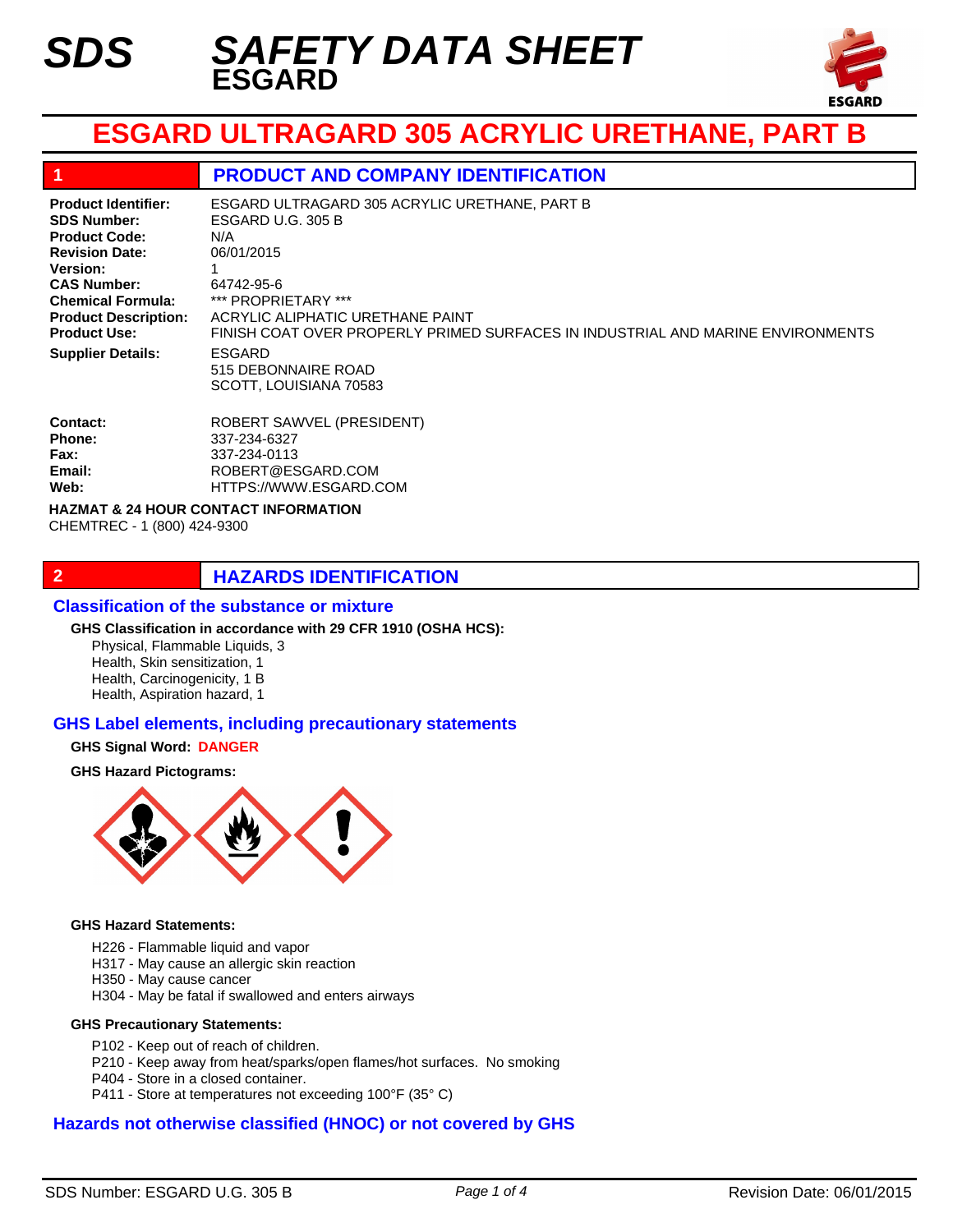# SDS SAFETY DATA SHEET

**ESGARD**

ESGARD

# ESGARD ULTRAGARD 305 ACRYLIC URETHANE, PART B

## 1 PRODUCT AND COMPANY IDENTIFICATION

**Product Identifier:** ESGARD ULTRAGARD 305 ACRYLIC URETHANE, PART B
**SDS Number:** ESGARD U.G. 305 B
**Product Code:** N/A
**Revision Date:** 06/01/2015
**Version:** 1
**CAS Number:** 64742-95-6
**Chemical Formula:** *** PROPRIETARY ***
**Product Description:** ACRYLIC ALIPHATIC URETHANE PAINT
**Product Use:** FINISH COAT OVER PROPERLY PRIMED SURFACES IN INDUSTRIAL AND MARINE ENVIRONMENTS

**Supplier Details:** ESGARD
515 DEBONNAIRE ROAD
SCOTT, LOUISIANA 70583

**Contact:** ROBERT SAWVEL (PRESIDENT)
**Phone:** 337-234-6327
**Fax:** 337-234-0113
**Email:** ROBERT@ESGARD.COM
**Web:** HTTPS://WWW.ESGARD.COM

**HAZMAT & 24 HOUR CONTACT INFORMATION**
CHEMTREC - 1 (800) 424-9300

## 2 HAZARDS IDENTIFICATION

### Classification of the substance or mixture

**GHS Classification in accordance with 29 CFR 1910 (OSHA HCS):**

Physical, Flammable Liquids, 3
Health, Skin sensitization, 1
Health, Carcinogenicity, 1 B
Health, Aspiration hazard, 1

### GHS Label elements, including precautionary statements

**GHS Signal Word:** **DANGER**

**GHS Hazard Pictograms:**

**GHS Hazard Statements:**

H226 - Flammable liquid and vapor
H317 - May cause an allergic skin reaction
H350 - May cause cancer
H304 - May be fatal if swallowed and enters airways

**GHS Precautionary Statements:**

P102 - Keep out of reach of children.
P210 - Keep away from heat/sparks/open flames/hot surfaces. No smoking
P404 - Store in a closed container.
P411 - Store at temperatures not exceeding 100°F (35° C)

### Hazards not otherwise classified (HNOC) or not covered by GHS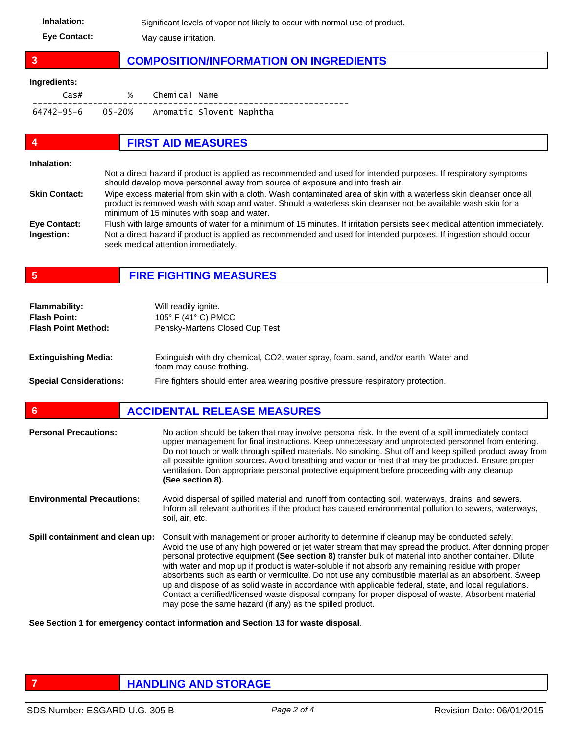**Inhalation:** Significant levels of vapor not likely to occur with normal use of product.

**Eye Contact:** May cause irritation.

## 3 COMPOSITION/INFORMATION ON INGREDIENTS

**Ingredients:**

| Cas# | % | Chemical Name |
|---|---|---|
| 64742-95-6 | 05-20% | Aromatic Slovent Naphtha |

## 4 FIRST AID MEASURES

**Inhalation:** Not a direct hazard if product is applied as recommended and used for intended purposes. If respiratory symptoms should develop move personnel away from source of exposure and into fresh air.

**Skin Contact:** Wipe excess material from skin with a cloth. Wash contaminated area of skin with a waterless skin cleanser once all product is removed wash with soap and water. Should a waterless skin cleanser not be available wash skin for a minimum of 15 minutes with soap and water.

**Eye Contact:** Flush with large amounts of water for a minimum of 15 minutes. If irritation persists seek medical attention immediately.

**Ingestion:** Not a direct hazard if product is applied as recommended and used for intended purposes. If ingestion should occur seek medical attention immediately.

## 5 FIRE FIGHTING MEASURES

**Flammability:** Will readily ignite.

**Flash Point:** 105° F (41° C) PMCC

**Flash Point Method:** Pensky-Martens Closed Cup Test

**Extinguishing Media:** Extinguish with dry chemical, $CO_2$, water spray, foam, sand, and/or earth. Water and foam may cause frothing.

**Special Considerations:** Fire fighters should enter area wearing positive pressure respiratory protection.

## 6 ACCIDENTAL RELEASE MEASURES

**Personal Precautions:** No action should be taken that may involve personal risk. In the event of a spill immediately contact upper management for final instructions. Keep unnecessary and unprotected personnel from entering. Do not touch or walk through spilled materials. No smoking. Shut off and keep spilled product away from all possible ignition sources. Avoid breathing and vapor or mist that may be produced. Ensure proper ventilation. Don appropriate personal protective equipment before proceeding with any cleanup **(See section 8).**

**Environmental Precautions:** Avoid dispersal of spilled material and runoff from contacting soil, waterways, drains, and sewers. Inform all relevant authorities if the product has caused environmental pollution to sewers, waterways, soil, air, etc.

**Spill containment and clean up:** Consult with management or proper authority to determine if cleanup may be conducted safely. Avoid the use of any high powered or jet water stream that may spread the product. After donning proper personal protective equipment **(See section 8)** transfer bulk of material into another container. Dilute with water and mop up if product is water-soluble if not absorb any remaining residue with proper absorbents such as earth or vermiculite. Do not use any combustible material as an absorbent. Sweep up and dispose of as solid waste in accordance with applicable federal, state, and local regulations. Contact a certified/licensed waste disposal company for proper disposal of waste. Absorbent material may pose the same hazard (if any) as the spilled product.

**See Section 1 for emergency contact information and Section 13 for waste disposal**.

## 7 HANDLING AND STORAGE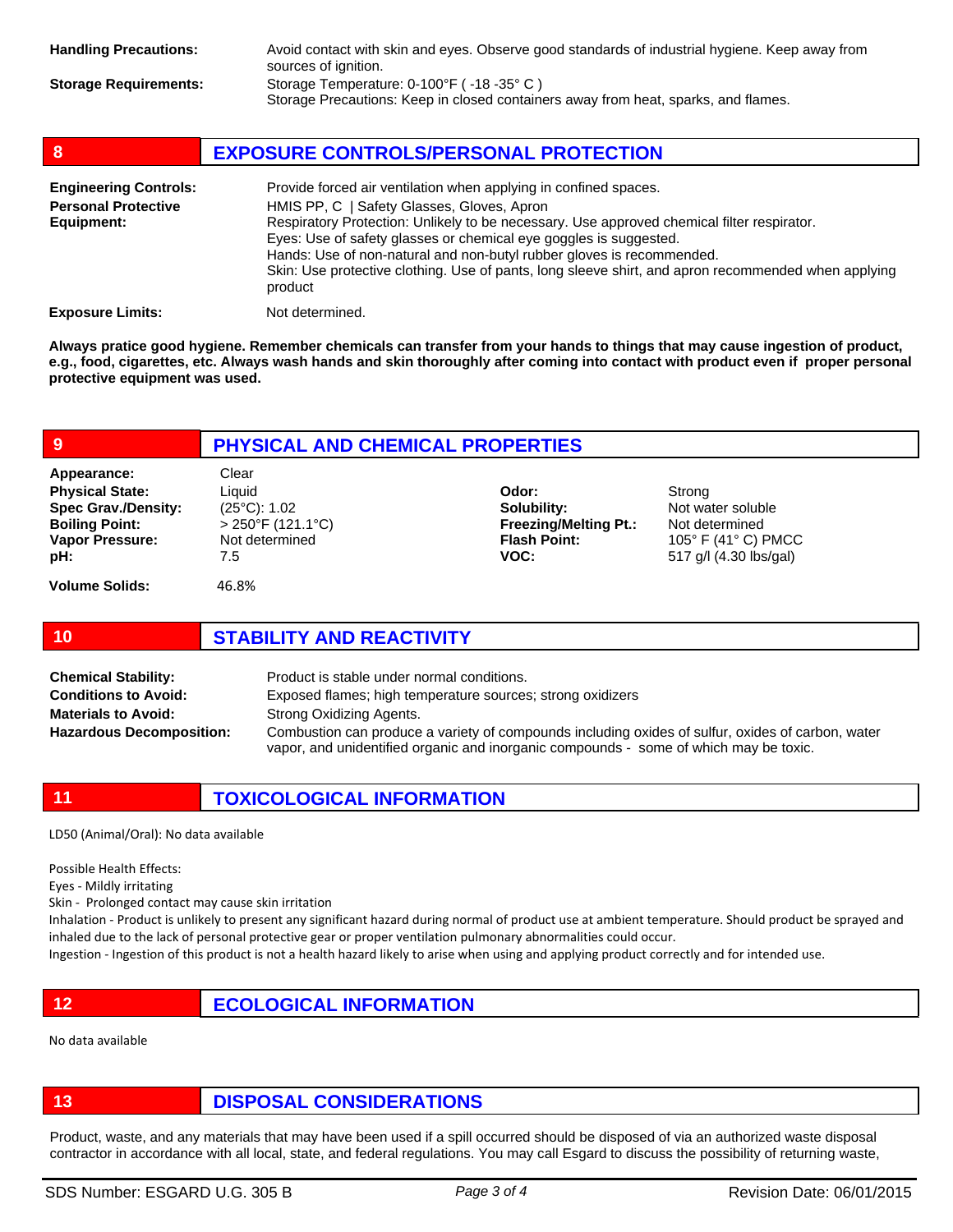**Handling Precautions:** Avoid contact with skin and eyes. Observe good standards of industrial hygiene. Keep away from sources of ignition.

**Storage Requirements:** Storage Temperature: 0-100°F ( -18 -35° C )
Storage Precautions: Keep in closed containers away from heat, sparks, and flames.

## 8 EXPOSURE CONTROLS/PERSONAL PROTECTION

**Engineering Controls:** Provide forced air ventilation when applying in confined spaces.

**Personal Protective Equipment:** HMIS PP, C | Safety Glasses, Gloves, Apron
Respiratory Protection: Unlikely to be necessary. Use approved chemical filter respirator.
Eyes: Use of safety glasses or chemical eye goggles is suggested.
Hands: Use of non-natural and non-butyl rubber gloves is recommended.
Skin: Use protective clothing. Use of pants, long sleeve shirt, and apron recommended when applying product

**Exposure Limits:** Not determined.

**Always pratice good hygiene. Remember chemicals can transfer from your hands to things that may cause ingestion of product, e.g., food, cigarettes, etc. Always wash hands and skin thoroughly after coming into contact with product even if proper personal protective equipment was used.**

## 9 PHYSICAL AND CHEMICAL PROPERTIES

**Appearance:** Clear
**Physical State:** Liquid
**Spec Grav./Density:** (25°C): 1.02
**Boiling Point:** > 250°F (121.1°C)
**Vapor Pressure:** Not determined
**pH:** 7.5
**Odor:** Strong
**Solubility:** Not water soluble
**Freezing/Melting Pt.:** Not determined
**Flash Point:** 105° F (41° C) PMCC
**VOC:** 517 g/l (4.30 lbs/gal)

**Volume Solids:** 46.8%

## 10 STABILITY AND REACTIVITY

**Chemical Stability:** Product is stable under normal conditions.
**Conditions to Avoid:** Exposed flames; high temperature sources; strong oxidizers
**Materials to Avoid:** Strong Oxidizing Agents.
**Hazardous Decomposition:** Combustion can produce a variety of compounds including oxides of sulfur, oxides of carbon, water vapor, and unidentified organic and inorganic compounds - some of which may be toxic.

## 11 TOXICOLOGICAL INFORMATION

LD50 (Animal/Oral): No data available

Possible Health Effects:
Eyes - Mildly irritating
Skin - Prolonged contact may cause skin irritation
Inhalation - Product is unlikely to present any significant hazard during normal of product use at ambient temperature. Should product be sprayed and inhaled due to the lack of personal protective gear or proper ventilation pulmonary abnormalities could occur.
Ingestion - Ingestion of this product is not a health hazard likely to arise when using and applying product correctly and for intended use.

## 12 ECOLOGICAL INFORMATION

No data available

## 13 DISPOSAL CONSIDERATIONS

Product, waste, and any materials that may have been used if a spill occurred should be disposed of via an authorized waste disposal contractor in accordance with all local, state, and federal regulations. You may call Esgard to discuss the possibility of returning waste,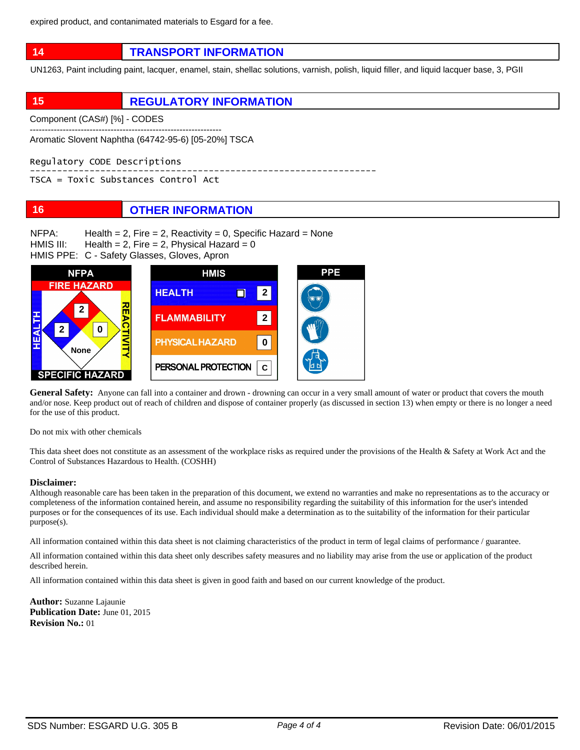expired product, and contanimated materials to Esgard for a fee.

## 14 TRANSPORT INFORMATION

UN1263, Paint including paint, lacquer, enamel, stain, shellac solutions, varnish, polish, liquid filler, and liquid lacquer base, 3, PGII

## 15 REGULATORY INFORMATION

Component (CAS#) [%] - CODES

----------------------------------------------------------------

Aromatic Slovent Naphtha (64742-95-6) [05-20%] TSCA

```
Regulatory CODE Descriptions
----------------------------------------------------------------
TSCA = Toxic Substances Control Act
```

## 16 OTHER INFORMATION

NFPA: Health = 2, Fire = 2, Reactivity = 0, Specific Hazard = None
HMIS III: Health = 2, Fire = 2, Physical Hazard = 0
HMIS PPE: C - Safety Glasses, Gloves, Apron

NFPA
FIRE HAZARD
HEALTH
REACTIVITY
2
2
0
None
SPECIFIC HAZARD

| HMIS | |
|---|---|
| HEALTH | 2 |
| FLAMMABILITY | 2 |
| PHYSICAL HAZARD | 0 |
| PERSONAL PROTECTION | C |

PPE

**General Safety:** Anyone can fall into a container and drown - drowning can occur in a very small amount of water or product that covers the mouth and/or nose. Keep product out of reach of children and dispose of container properly (as discussed in section 13) when empty or there is no longer a need for the use of this product.

Do not mix with other chemicals

This data sheet does not constitute as an assessment of the workplace risks as required under the provisions of the Health & Safety at Work Act and the Control of Substances Hazardous to Health. (COSHH)

**Disclaimer:**
Although reasonable care has been taken in the preparation of this document, we extend no warranties and make no representations as to the accuracy or completeness of the information contained herein, and assume no responsibility regarding the suitability of this information for the user's intended purposes or for the consequences of its use. Each individual should make a determination as to the suitability of the information for their particular purpose(s).

All information contained within this data sheet is not claiming characteristics of the product in term of legal claims of performance / guarantee.

All information contained within this data sheet only describes safety measures and no liability may arise from the use or application of the product described herein.

All information contained within this data sheet is given in good faith and based on our current knowledge of the product.

**Author:** Suzanne Lajaunie
**Publication Date:** June 01, 2015
**Revision No.:** 01

SDS Number: ESGARD U.G. 305 B  Revision Date: 06/01/2015